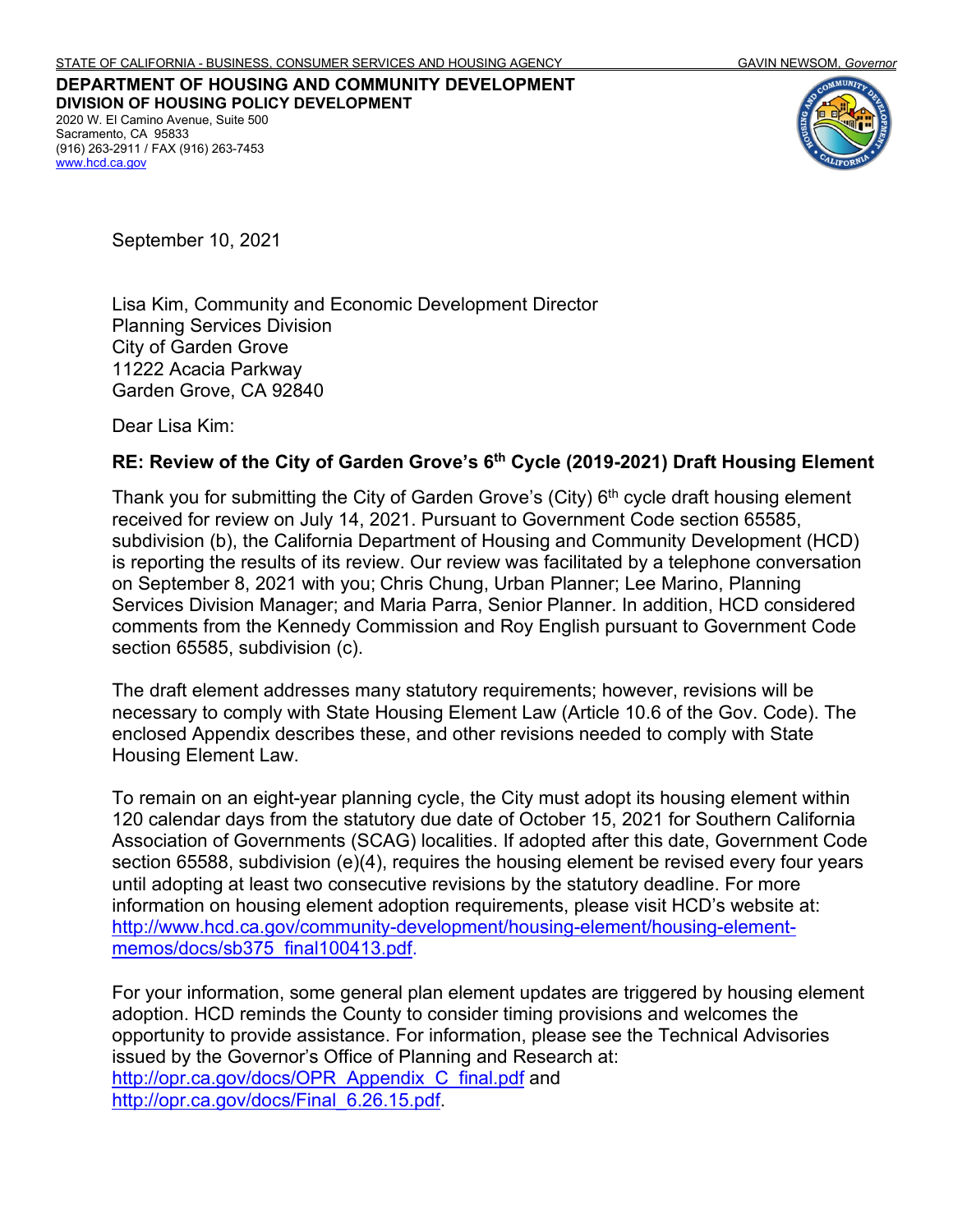STATE OF CALIFORNIA - BUSINESS, CONSUMER SERVICES AND HOUSING AGENCY GAVIN NEWSOM, *Governor*

**DEPARTMENT OF HOUSING AND COMMUNITY DEVELOPMENT**
**DIVISION OF HOUSING POLICY DEVELOPMENT**
2020 W. El Camino Avenue, Suite 500
Sacramento, CA 95833
(916) 263-2911 / FAX (916) 263-7453
www.hcd.ca.gov

September 10, 2021

Lisa Kim, Community and Economic Development Director
Planning Services Division
City of Garden Grove
11222 Acacia Parkway
Garden Grove, CA 92840

Dear Lisa Kim:

**RE: Review of the City of Garden Grove's 6th Cycle (2019-2021) Draft Housing Element**

Thank you for submitting the City of Garden Grove's (City) 6th cycle draft housing element received for review on July 14, 2021. Pursuant to Government Code section 65585, subdivision (b), the California Department of Housing and Community Development (HCD) is reporting the results of its review. Our review was facilitated by a telephone conversation on September 8, 2021 with you; Chris Chung, Urban Planner; Lee Marino, Planning Services Division Manager; and Maria Parra, Senior Planner. In addition, HCD considered comments from the Kennedy Commission and Roy English pursuant to Government Code section 65585, subdivision (c).

The draft element addresses many statutory requirements; however, revisions will be necessary to comply with State Housing Element Law (Article 10.6 of the Gov. Code). The enclosed Appendix describes these, and other revisions needed to comply with State Housing Element Law.

To remain on an eight-year planning cycle, the City must adopt its housing element within 120 calendar days from the statutory due date of October 15, 2021 for Southern California Association of Governments (SCAG) localities. If adopted after this date, Government Code section 65588, subdivision (e)(4), requires the housing element be revised every four years until adopting at least two consecutive revisions by the statutory deadline. For more information on housing element adoption requirements, please visit HCD's website at: http://www.hcd.ca.gov/community-development/housing-element/housing-element-memos/docs/sb375_final100413.pdf.

For your information, some general plan element updates are triggered by housing element adoption. HCD reminds the County to consider timing provisions and welcomes the opportunity to provide assistance. For information, please see the Technical Advisories issued by the Governor's Office of Planning and Research at: http://opr.ca.gov/docs/OPR_Appendix_C_final.pdf and http://opr.ca.gov/docs/Final_6.26.15.pdf.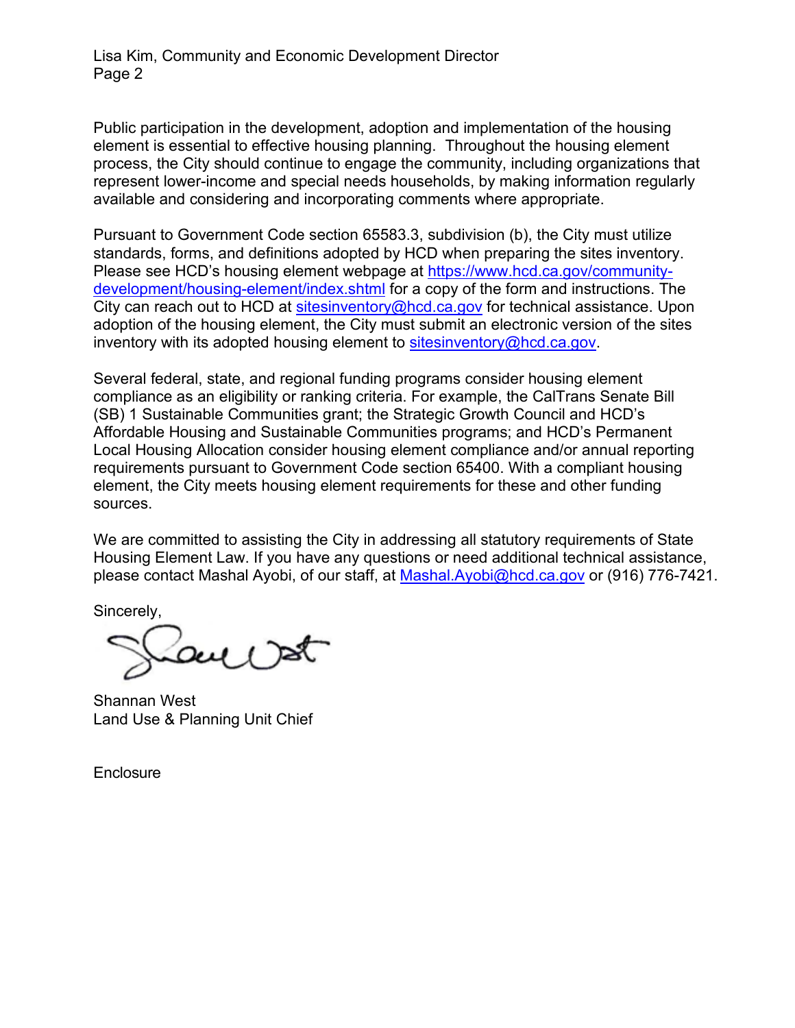Public participation in the development, adoption and implementation of the housing element is essential to effective housing planning. Throughout the housing element process, the City should continue to engage the community, including organizations that represent lower-income and special needs households, by making information regularly available and considering and incorporating comments where appropriate.

Pursuant to Government Code section 65583.3, subdivision (b), the City must utilize standards, forms, and definitions adopted by HCD when preparing the sites inventory. Please see HCD's housing element webpage at https://www.hcd.ca.gov/community-development/housing-element/index.shtml for a copy of the form and instructions. The City can reach out to HCD at sitesinventory@hcd.ca.gov for technical assistance. Upon adoption of the housing element, the City must submit an electronic version of the sites inventory with its adopted housing element to sitesinventory@hcd.ca.gov.

Several federal, state, and regional funding programs consider housing element compliance as an eligibility or ranking criteria. For example, the CalTrans Senate Bill (SB) 1 Sustainable Communities grant; the Strategic Growth Council and HCD's Affordable Housing and Sustainable Communities programs; and HCD's Permanent Local Housing Allocation consider housing element compliance and/or annual reporting requirements pursuant to Government Code section 65400. With a compliant housing element, the City meets housing element requirements for these and other funding sources.

We are committed to assisting the City in addressing all statutory requirements of State Housing Element Law. If you have questions or need additional technical assistance, please contact Mashal Ayobi, of our staff, at Mashal.Ayobi@hcd.ca.gov or (916) 776-7421.

Sincerely,

Shannan West
Land Use & Planning Unit Chief

Enclosure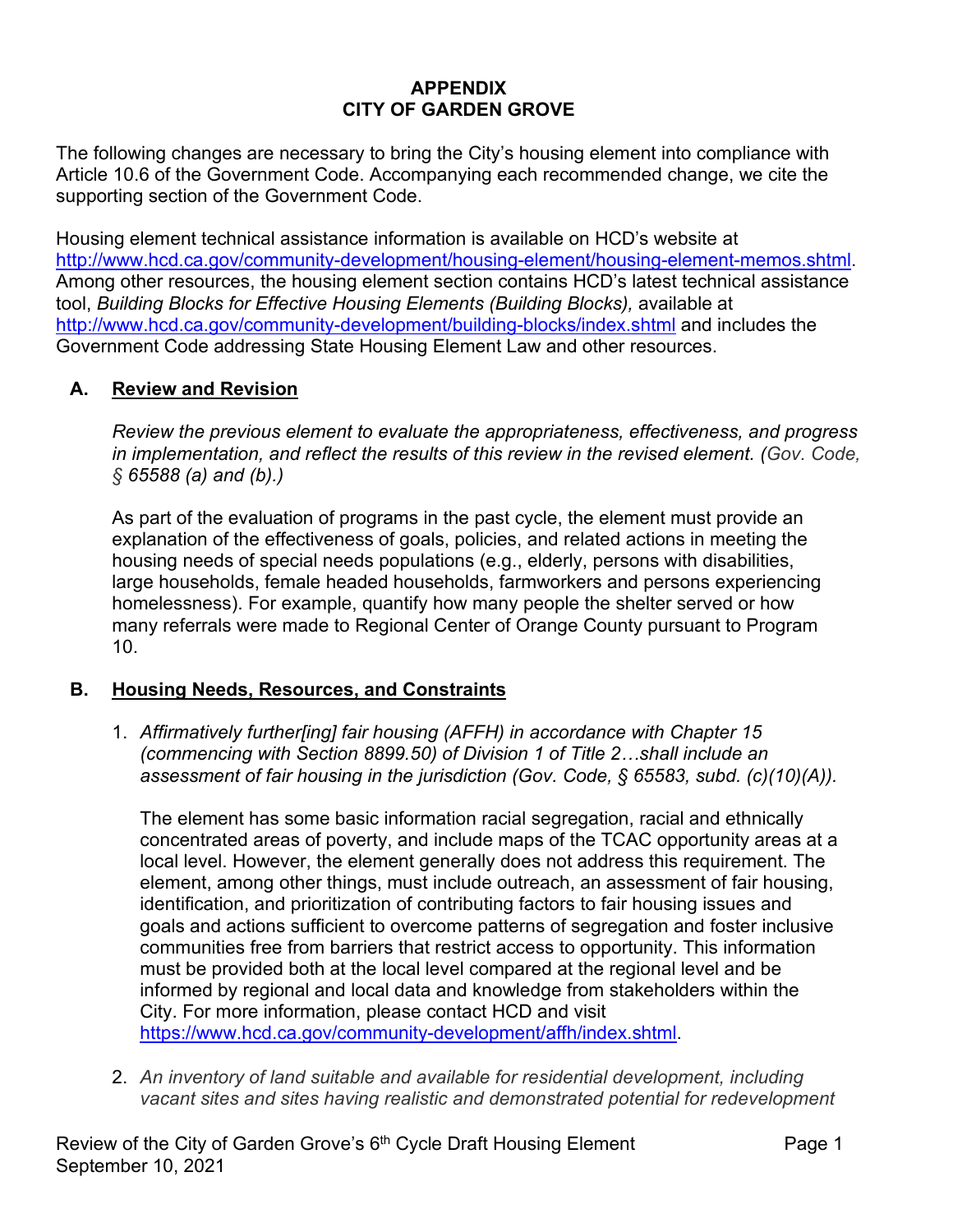**APPENDIX**
**CITY OF GARDEN GROVE**

The following changes are necessary to bring the City's housing element into compliance with Article 10.6 of the Government Code. Accompanying each recommended change, we cite the supporting section of the Government Code.

Housing element technical assistance information is available on HCD's website at http://www.hcd.ca.gov/community-development/housing-element/housing-element-memos.shtml. Among other resources, the housing element section contains HCD's latest technical assistance tool, *Building Blocks for Effective Housing Elements (Building Blocks),* available at http://www.hcd.ca.gov/community-development/building-blocks/index.shtml and includes the Government Code addressing State Housing Element Law and other resources.

## A. Review and Revision

*Review the previous element to evaluate the appropriateness, effectiveness, and progress in implementation, and reflect the results of this review in the revised element. (Gov. Code, § 65588 (a) and (b).)*

As part of the evaluation of programs in the past cycle, the element must provide an explanation of the effectiveness of goals, policies, and related actions in meeting the housing needs of special needs populations (e.g., elderly, persons with disabilities, large households, female headed households, farmworkers and persons experiencing homelessness). For example, quantify how many people the shelter served or how many referrals were made to Regional Center of Orange County pursuant to Program 10.

## B. Housing Needs, Resources, and Constraints

1. *Affirmatively further[ing] fair housing (AFFH) in accordance with Chapter 15 (commencing with Section 8899.50) of Division 1 of Title 2…shall include an assessment of fair housing in the jurisdiction (Gov. Code, § 65583, subd. (c)(10)(A)).*

   The element has some basic information racial segregation, racial and ethnically concentrated areas of poverty, and include maps of the TCAC opportunity areas at a local level. However, the element generally does not address this requirement. The element, among other things, must include outreach, an assessment of fair housing, identification, and prioritization of contributing factors to fair housing issues and goals and actions sufficient to overcome patterns of segregation and foster inclusive communities free from barriers that restrict access to opportunity. This information must be provided both at the local level compared at the regional level and be informed by regional and local data and knowledge from stakeholders within the City. For more information, please contact HCD and visit https://www.hcd.ca.gov/community-development/affh/index.shtml.

2. *An inventory of land suitable and available for residential development, including vacant sites and sites having realistic and demonstrated potential for redevelopment*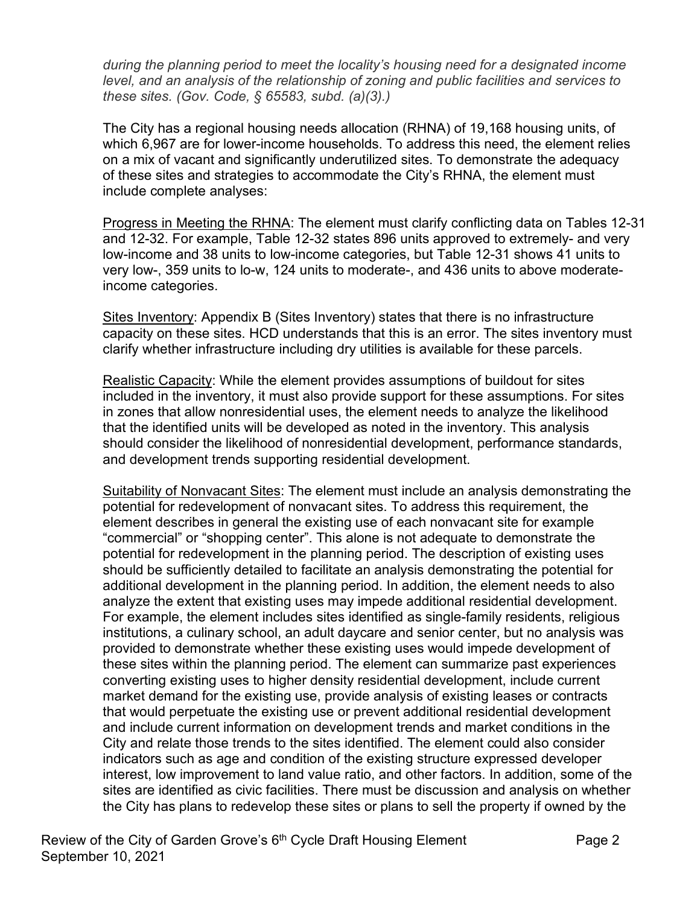*during the planning period to meet the locality's housing need for a designated income level, and an analysis of the relationship of zoning and public facilities and services to these sites. (Gov. Code, § 65583, subd. (a)(3).)*

The City has a regional housing needs allocation (RHNA) of 19,168 housing units, of which 6,967 are for lower-income households. To address this need, the element relies on a mix of vacant and significantly underutilized sites. To demonstrate the adequacy of these sites and strategies to accommodate the City's RHNA, the element must include complete analyses:

Progress in Meeting the RHNA: The element must clarify conflicting data on Tables 12-31 and 12-32. For example, Table 12-32 states 896 units approved to extremely- and very low-income and 38 units to low-income categories, but Table 12-31 shows 41 units to very low-, 359 units to lo-w, 124 units to moderate-, and 436 units to above moderate-income categories.

Sites Inventory: Appendix B (Sites Inventory) states that there is no infrastructure capacity on these sites. HCD understands that this is an error. The sites inventory must clarify whether infrastructure including dry utilities is available for these parcels.

Realistic Capacity: While the element provides assumptions of buildout for sites included in the inventory, it must also provide support for these assumptions. For sites in zones that allow nonresidential uses, the element needs to analyze the likelihood that the identified units will be developed as noted in the inventory. This analysis should consider the likelihood of nonresidential development, performance standards, and development trends supporting residential development.

Suitability of Nonvacant Sites: The element must include an analysis demonstrating the potential for redevelopment of nonvacant sites. To address this requirement, the element describes in general the existing use of each nonvacant site for example "commercial" or "shopping center". This alone is not adequate to demonstrate the potential for redevelopment in the planning period. The description of existing uses should be sufficiently detailed to facilitate an analysis demonstrating the potential for additional development in the planning period. In addition, the element needs to also analyze the extent that existing uses may impede additional residential development. For example, the element includes sites identified as single-family residents, religious institutions, a culinary school, an adult daycare and senior center, but no analysis was provided to demonstrate whether these existing uses would impede development of these sites within the planning period. The element can summarize past experiences converting existing uses to higher density residential development, include current market demand for the existing use, provide analysis of existing leases or contracts that would perpetuate the existing use or prevent additional residential development and include current information on development trends and market conditions in the City and relate those trends to the sites identified. The element could also consider indicators such as age and condition of the existing structure expressed developer interest, low improvement to land value ratio, and other factors. In addition, some of the sites are identified as civic facilities. There must be discussion and analysis on whether the City has plans to redevelop these sites or plans to sell the property if owned by the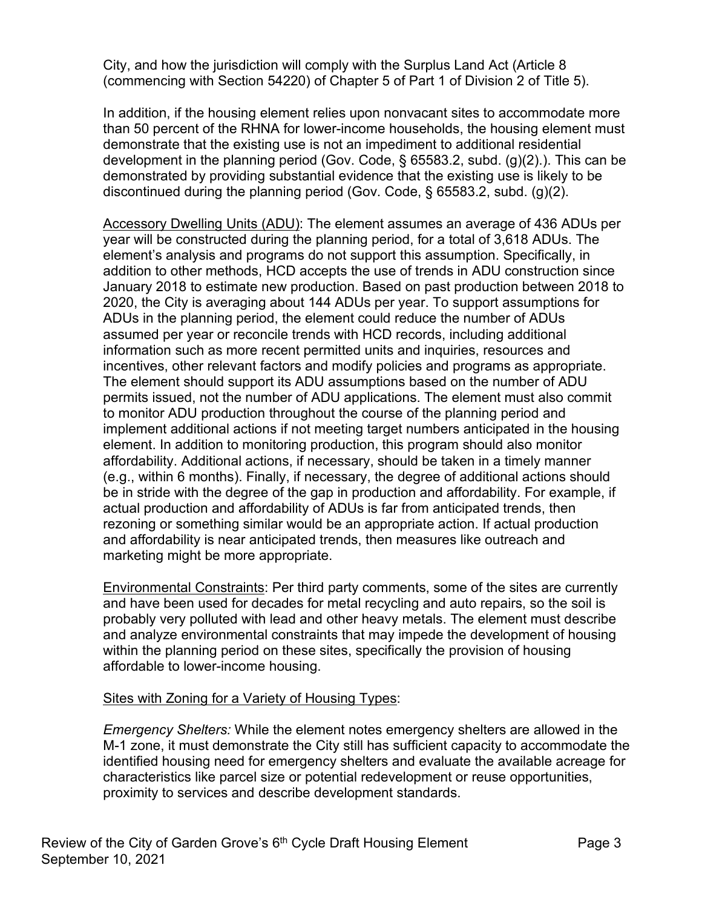City, and how the jurisdiction will comply with the Surplus Land Act (Article 8 (commencing with Section 54220) of Chapter 5 of Part 1 of Division 2 of Title 5).

In addition, if the housing element relies upon nonvacant sites to accommodate more than 50 percent of the RHNA for lower-income households, the housing element must demonstrate that the existing use is not an impediment to additional residential development in the planning period (Gov. Code, § 65583.2, subd. (g)(2).). This can be demonstrated by providing substantial evidence that the existing use is likely to be discontinued during the planning period (Gov. Code, § 65583.2, subd. (g)(2).

Accessory Dwelling Units (ADU): The element assumes an average of 436 ADUs per year will be constructed during the planning period, for a total of 3,618 ADUs. The element's analysis and programs do not support this assumption. Specifically, in addition to other methods, HCD accepts the use of trends in ADU construction since January 2018 to estimate new production. Based on past production between 2018 to 2020, the City is averaging about 144 ADUs per year. To support assumptions for ADUs in the planning period, the element could reduce the number of ADUs assumed per year or reconcile trends with HCD records, including additional information such as more recent permitted units and inquiries, resources and incentives, other relevant factors and modify policies and programs as appropriate. The element should support its ADU assumptions based on the number of ADU permits issued, not the number of ADU applications. The element must also commit to monitor ADU production throughout the course of the planning period and implement additional actions if not meeting target numbers anticipated in the housing element. In addition to monitoring production, this program should also monitor affordability. Additional actions, if necessary, should be taken in a timely manner (e.g., within 6 months). Finally, if necessary, the degree of additional actions should be in stride with the degree of the gap in production and affordability. For example, if actual production and affordability of ADUs is far from anticipated trends, then rezoning or something similar would be an appropriate action. If actual production and affordability is near anticipated trends, then measures like outreach and marketing might be more appropriate.

Environmental Constraints: Per third party comments, some of the sites are currently and have been used for decades for metal recycling and auto repairs, so the soil is probably very polluted with lead and other heavy metals. The element must describe and analyze environmental constraints that may impede the development of housing within the planning period on these sites, specifically the provision of housing affordable to lower-income housing.

Sites with Zoning for a Variety of Housing Types:

*Emergency Shelters:* While the element notes emergency shelters are allowed in the M-1 zone, it must demonstrate the City still has sufficient capacity to accommodate the identified housing need for emergency shelters and evaluate the available acreage for characteristics like parcel size or potential redevelopment or reuse opportunities, proximity to services and describe development standards.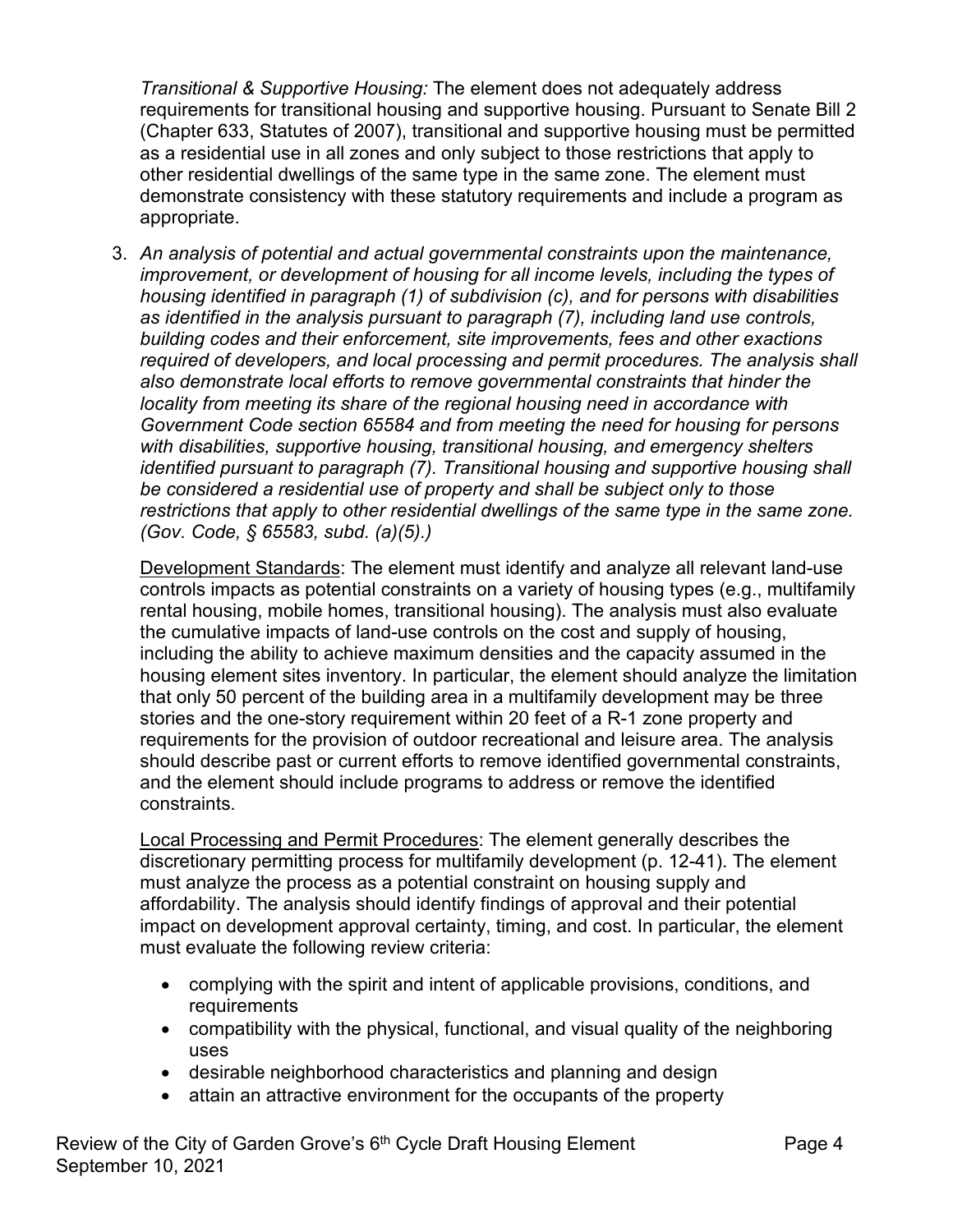*Transitional & Supportive Housing:* The element does not adequately address requirements for transitional housing and supportive housing. Pursuant to Senate Bill 2 (Chapter 633, Statutes of 2007), transitional and supportive housing must be permitted as a residential use in all zones and only subject to those restrictions that apply to other residential dwellings of the same type in the same zone. The element must demonstrate consistency with these statutory requirements and include a program as appropriate.

3. *An analysis of potential and actual governmental constraints upon the maintenance, improvement, or development of housing for all income levels, including the types of housing identified in paragraph (1) of subdivision (c), and for persons with disabilities as identified in the analysis pursuant to paragraph (7), including land use controls, building codes and their enforcement, site improvements, fees and other exactions required of developers, and local processing and permit procedures. The analysis shall also demonstrate local efforts to remove governmental constraints that hinder the locality from meeting its share of the regional housing need in accordance with Government Code section 65584 and from meeting the need for housing for persons with disabilities, supportive housing, transitional housing, and emergency shelters identified pursuant to paragraph (7). Transitional housing and supportive housing shall be considered a residential use of property and shall be subject only to those restrictions that apply to other residential dwellings of the same type in the same zone. (Gov. Code, § 65583, subd. (a)(5).)*

   <u>Development Standards</u>: The element must identify and analyze all relevant land-use controls impacts as potential constraints on a variety of housing types (e.g., multifamily rental housing, mobile homes, transitional housing). The analysis must also evaluate the cumulative impacts of land-use controls on the cost and supply of housing, including the ability to achieve maximum densities and the capacity assumed in the housing element sites inventory. In particular, the element should analyze the limitation that only 50 percent of the building area in a multifamily development may be three stories and the one-story requirement within 20 feet of a R-1 zone property and requirements for the provision of outdoor recreational and leisure area. The analysis should describe past or current efforts to remove identified governmental constraints, and the element should include programs to address or remove the identified constraints.

   <u>Local Processing and Permit Procedures</u>: The element generally describes the discretionary permitting process for multifamily development (p. 12-41). The element must analyze the process as a potential constraint on housing supply and affordability. The analysis should identify findings of approval and their potential impact on development approval certainty, timing, and cost. In particular, the element must evaluate the following review criteria:

   - complying with the spirit and intent of applicable provisions, conditions, and requirements
   - compatibility with the physical, functional, and visual quality of the neighboring uses
   - desirable neighborhood characteristics and planning and design
   - attain an attractive environment for the occupants of the property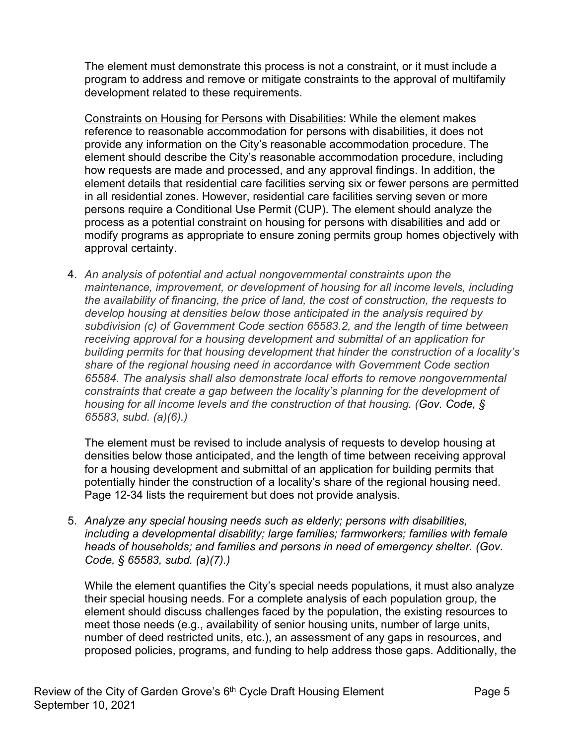The element must demonstrate this process is not a constraint, or it must include a program to address and remove or mitigate constraints to the approval of multifamily development related to these requirements.

<u>Constraints on Housing for Persons with Disabilities</u>: While the element makes reference to reasonable accommodation for persons with disabilities, it does not provide any information on the City's reasonable accommodation procedure. The element should describe the City's reasonable accommodation procedure, including how requests are made and processed, and any approval findings. In addition, the element details that residential care facilities serving six or fewer persons are permitted in all residential zones. However, residential care facilities serving seven or more persons require a Conditional Use Permit (CUP). The element should analyze the process as a potential constraint on housing for persons with disabilities and add or modify programs as appropriate to ensure zoning permits group homes objectively with approval certainty.

4. *An analysis of potential and actual nongovernmental constraints upon the maintenance, improvement, or development of housing for all income levels, including the availability of financing, the price of land, the cost of construction, the requests to develop housing at densities below those anticipated in the analysis required by subdivision (c) of Government Code section 65583.2, and the length of time between receiving approval for a housing development and submittal of an application for building permits for that housing development that hinder the construction of a locality's share of the regional housing need in accordance with Government Code section 65584. The analysis shall also demonstrate local efforts to remove nongovernmental constraints that create a gap between the locality's planning for the development of housing for all income levels and the construction of that housing. (Gov. Code, § 65583, subd. (a)(6).)*

   The element must be revised to include analysis of requests to develop housing at densities below those anticipated, and the length of time between receiving approval for a housing development and submittal of an application for building permits that potentially hinder the construction of a locality's share of the regional housing need. Page 12-34 lists the requirement but does not provide analysis.

5. *Analyze any special housing needs such as elderly; persons with disabilities, including a developmental disability; large families; farmworkers; families with female heads of households; and families and persons in need of emergency shelter. (Gov. Code, § 65583, subd. (a)(7).)*

   While the element quantifies the City's special needs populations, it must also analyze their special housing needs. For a complete analysis of each population group, the element should discuss challenges faced by the population, the existing resources to meet those needs (e.g., availability of senior housing units, number of large units, number of deed restricted units, etc.), an assessment of any gaps in resources, and proposed policies, programs, and funding to help address those gaps. Additionally, the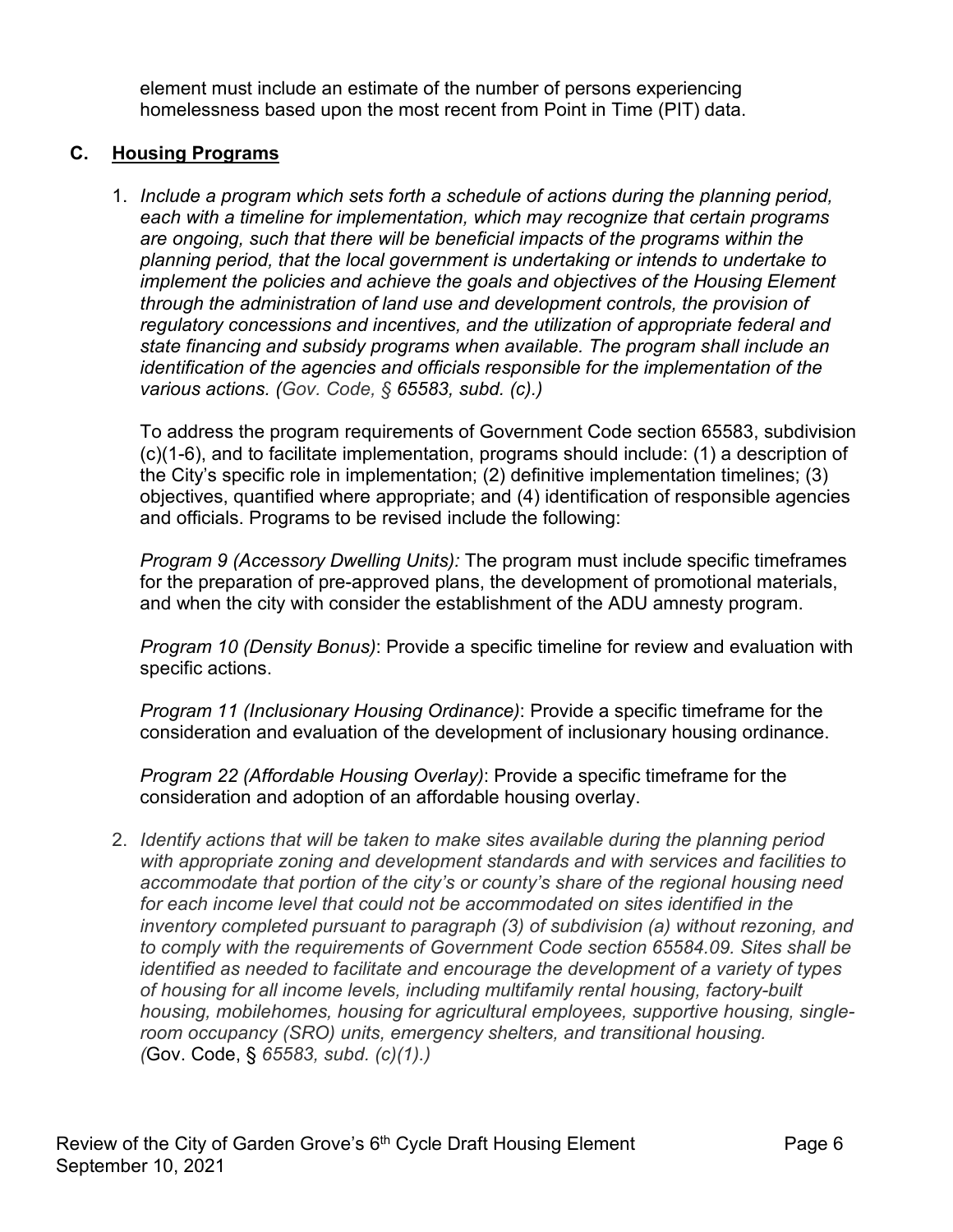element must include an estimate of the number of persons experiencing homelessness based upon the most recent from Point in Time (PIT) data.

## C. Housing Programs

1. *Include a program which sets forth a schedule of actions during the planning period, each with a timeline for implementation, which may recognize that certain programs are ongoing, such that there will be beneficial impacts of the programs within the planning period, that the local government is undertaking or intends to undertake to implement the policies and achieve the goals and objectives of the Housing Element through the administration of land use and development controls, the provision of regulatory concessions and incentives, and the utilization of appropriate federal and state financing and subsidy programs when available. The program shall include an identification of the agencies and officials responsible for the implementation of the various actions. (Gov. Code, § 65583, subd. (c).)*

   To address the program requirements of Government Code section 65583, subdivision (c)(1-6), and to facilitate implementation, programs should include: (1) a description of the City's specific role in implementation; (2) definitive implementation timelines; (3) objectives, quantified where appropriate; and (4) identification of responsible agencies and officials. Programs to be revised include the following:

   *Program 9 (Accessory Dwelling Units):* The program must include specific timeframes for the preparation of pre-approved plans, the development of promotional materials, and when the city with consider the establishment of the ADU amnesty program.

   *Program 10 (Density Bonus)*: Provide a specific timeline for review and evaluation with specific actions.

   *Program 11 (Inclusionary Housing Ordinance)*: Provide a specific timeframe for the consideration and evaluation of the development of inclusionary housing ordinance.

   *Program 22 (Affordable Housing Overlay)*: Provide a specific timeframe for the consideration and adoption of an affordable housing overlay.

2. *Identify actions that will be taken to make sites available during the planning period with appropriate zoning and development standards and with services and facilities to accommodate that portion of the city's or county's share of the regional housing need for each income level that could not be accommodated on sites identified in the inventory completed pursuant to paragraph (3) of subdivision (a) without rezoning, and to comply with the requirements of Government Code section 65584.09. Sites shall be identified as needed to facilitate and encourage the development of a variety of types of housing for all income levels, including multifamily rental housing, factory-built housing, mobilehomes, housing for agricultural employees, supportive housing, single-room occupancy (SRO) units, emergency shelters, and transitional housing. (*Gov. Code, § *65583, subd. (c)(1).)*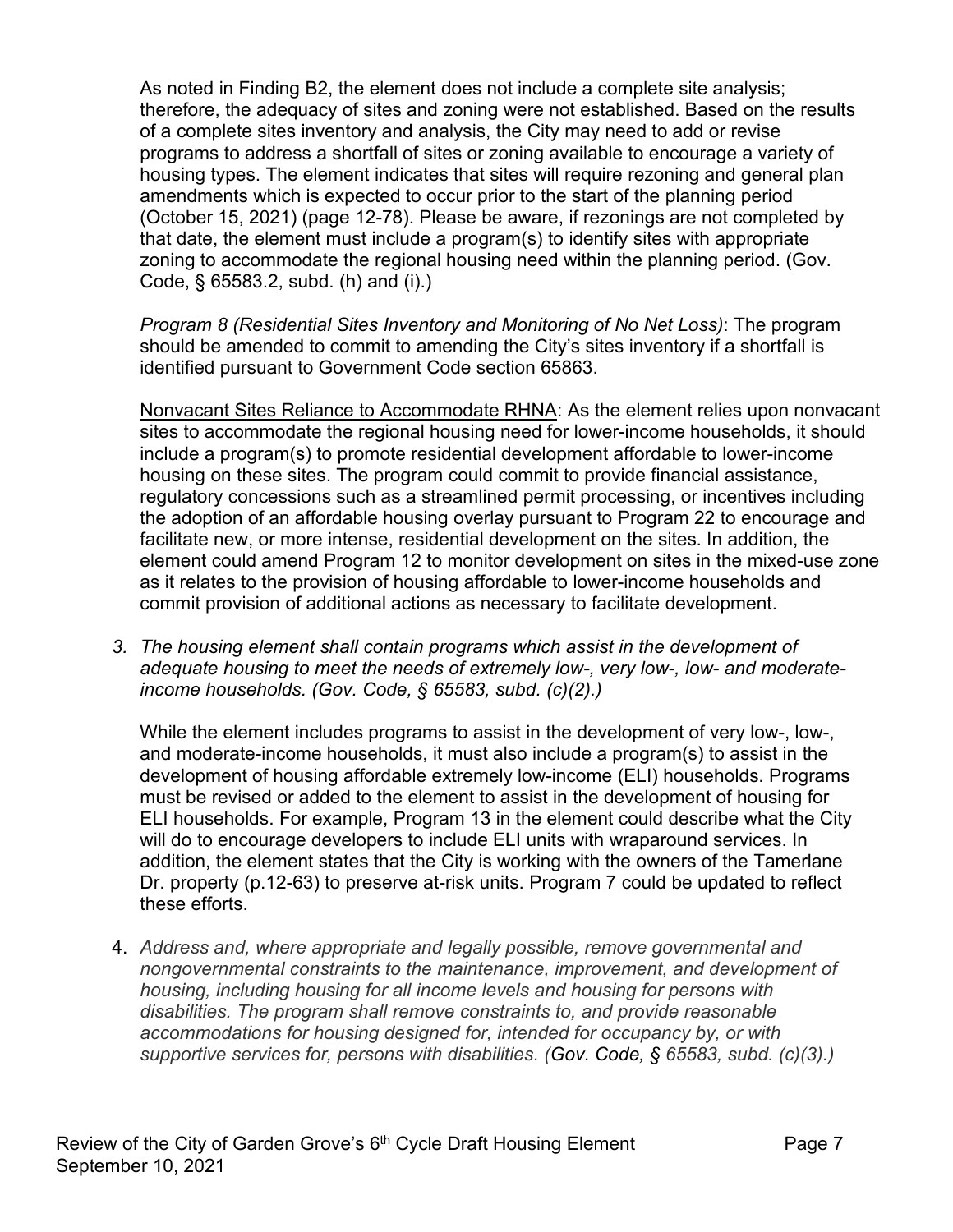As noted in Finding B2, the element does not include a complete site analysis; therefore, the adequacy of sites and zoning were not established. Based on the results of a complete sites inventory and analysis, the City may need to add or revise programs to address a shortfall of sites or zoning available to encourage a variety of housing types. The element indicates that sites will require rezoning and general plan amendments which is expected to occur prior to the start of the planning period (October 15, 2021) (page 12-78). Please be aware, if rezonings are not completed by that date, the element must include a program(s) to identify sites with appropriate zoning to accommodate the regional housing need within the planning period. (Gov. Code, § 65583.2, subd. (h) and (i).)

*Program 8 (Residential Sites Inventory and Monitoring of No Net Loss)*: The program should be amended to commit to amending the City's sites inventory if a shortfall is identified pursuant to Government Code section 65863.

Nonvacant Sites Reliance to Accommodate RHNA: As the element relies upon nonvacant sites to accommodate the regional housing need for lower-income households, it should include a program(s) to promote residential development affordable to lower-income housing on these sites. The program could commit to provide financial assistance, regulatory concessions such as a streamlined permit processing, or incentives including the adoption of an affordable housing overlay pursuant to Program 22 to encourage and facilitate new, or more intense, residential development on the sites. In addition, the element could amend Program 12 to monitor development on sites in the mixed-use zone as it relates to the provision of housing affordable to lower-income households and commit provision of additional actions as necessary to facilitate development.

3. *The housing element shall contain programs which assist in the development of adequate housing to meet the needs of extremely low-, very low-, low- and moderate-income households. (Gov. Code, § 65583, subd. (c)(2).)*

   While the element includes programs to assist in the development of very low-, low-, and moderate-income households, it must also include a program(s) to assist in the development of housing affordable extremely low-income (ELI) households. Programs must be revised or added to the element to assist in the development of housing for ELI households. For example, Program 13 in the element could describe what the City will do to encourage developers to include ELI units with wraparound services. In addition, the element states that the City is working with the owners of the Tamerlane Dr. property (p.12-63) to preserve at-risk units. Program 7 could be updated to reflect these efforts.

4. *Address and, where appropriate and legally possible, remove governmental and nongovernmental constraints to the maintenance, improvement, and development of housing, including housing for all income levels and housing for persons with disabilities. The program shall remove constraints to, and provide reasonable accommodations for housing designed for, intended for occupancy by, or with supportive services for, persons with disabilities. (Gov. Code, § 65583, subd. (c)(3).)*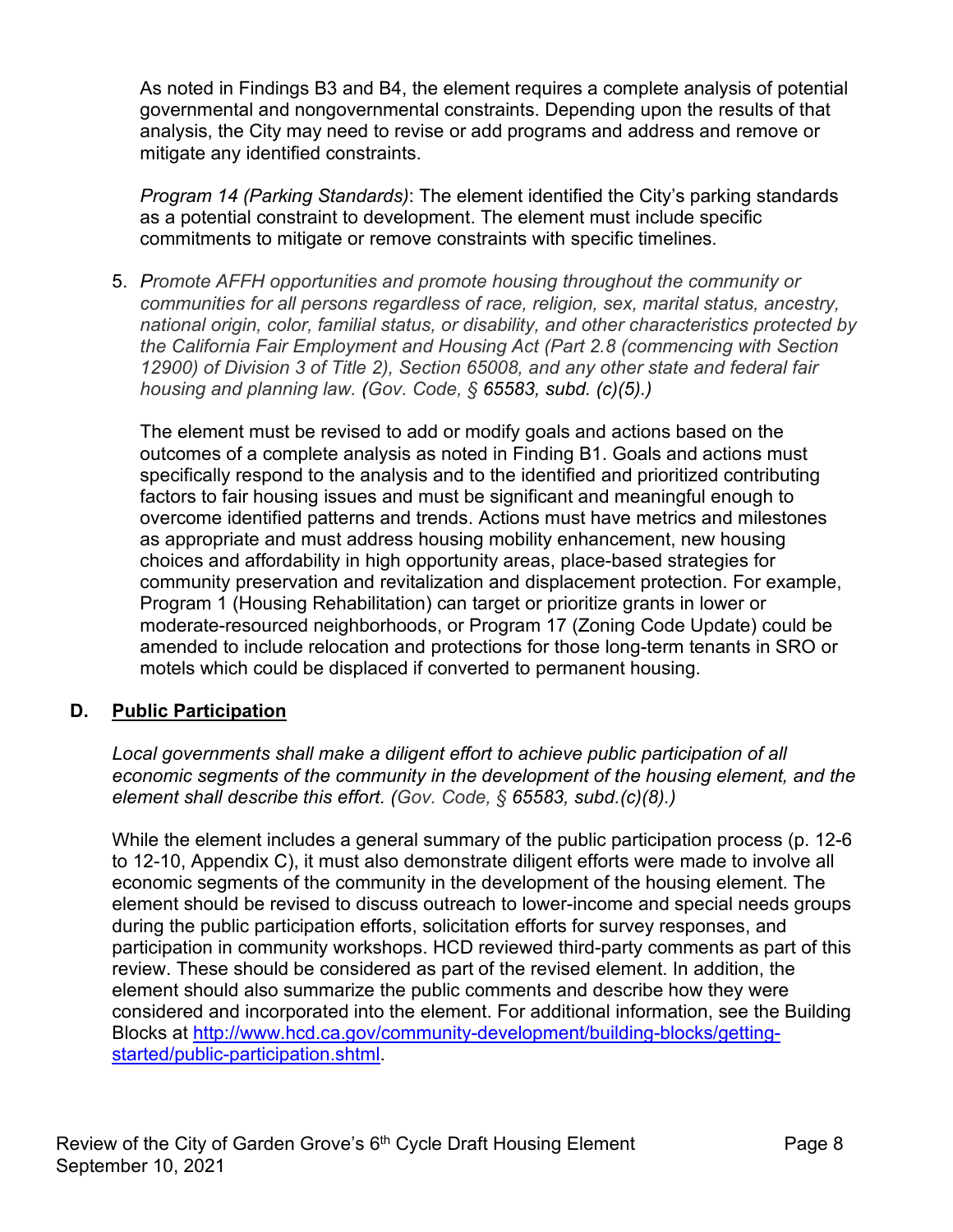As noted in Findings B3 and B4, the element requires a complete analysis of potential governmental and nongovernmental constraints. Depending upon the results of that analysis, the City may need to revise or add programs and address and remove or mitigate any identified constraints.

*Program 14 (Parking Standards)*: The element identified the City's parking standards as a potential constraint to development. The element must include specific commitments to mitigate or remove constraints with specific timelines.

5. *Promote AFFH opportunities and promote housing throughout the community or communities for all persons regardless of race, religion, sex, marital status, ancestry, national origin, color, familial status, or disability, and other characteristics protected by the California Fair Employment and Housing Act (Part 2.8 (commencing with Section 12900) of Division 3 of Title 2), Section 65008, and any other state and federal fair housing and planning law. (Gov. Code, § 65583, subd. (c)(5).)*

   The element must be revised to add or modify goals and actions based on the outcomes of a complete analysis as noted in Finding B1. Goals and actions must specifically respond to the analysis and to the identified and prioritized contributing factors to fair housing issues and must be significant and meaningful enough to overcome identified patterns and trends. Actions must have metrics and milestones as appropriate and must address housing mobility enhancement, new housing choices and affordability in high opportunity areas, place-based strategies for community preservation and revitalization and displacement protection. For example, Program 1 (Housing Rehabilitation) can target or prioritize grants in lower or moderate-resourced neighborhoods, or Program 17 (Zoning Code Update) could be amended to include relocation and protections for those long-term tenants in SRO or motels which could be displaced if converted to permanent housing.

## D. Public Participation

*Local governments shall make a diligent effort to achieve public participation of all economic segments of the community in the development of the housing element, and the element shall describe this effort. (Gov. Code, § 65583, subd.(c)(8).)*

While the element includes a general summary of the public participation process (p. 12-6 to 12-10, Appendix C), it must also demonstrate diligent efforts were made to involve all economic segments of the community in the development of the housing element. The element should be revised to discuss outreach to lower-income and special needs groups during the public participation efforts, solicitation efforts for survey responses, and participation in community workshops. HCD reviewed third-party comments as part of this review. These should be considered as part of the revised element. In addition, the element should also summarize the public comments and describe how they were considered and incorporated into the element. For additional information, see the Building Blocks at http://www.hcd.ca.gov/community-development/building-blocks/getting-started/public-participation.shtml.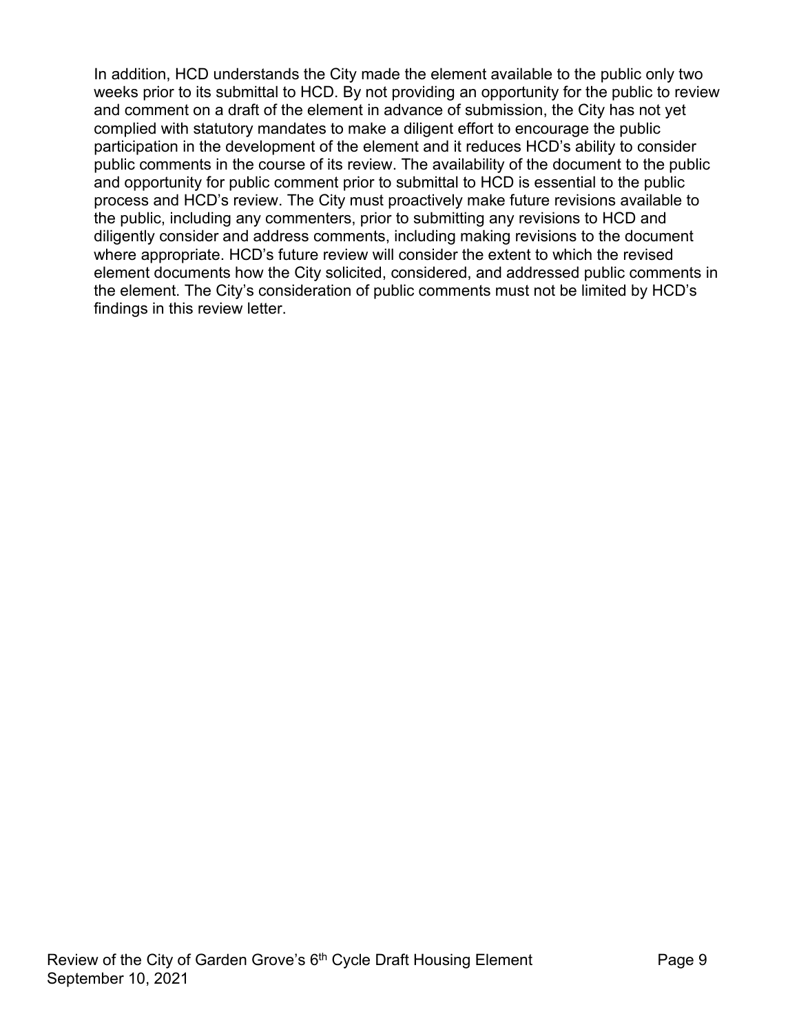In addition, HCD understands the City made the element available to the public only two weeks prior to its submittal to HCD. By not providing an opportunity for the public to review and comment on a draft of the element in advance of submission, the City has not yet complied with statutory mandates to make a diligent effort to encourage the public participation in the development of the element and it reduces HCD's ability to consider public comments in the course of its review. The availability of the document to the public and opportunity for public comment prior to submittal to HCD is essential to the public process and HCD's review. The City must proactively make future revisions available to the public, including any commenters, prior to submitting any revisions to HCD and diligently consider and address comments, including making revisions to the document where appropriate. HCD's future review will consider the extent to which the revised element documents how the City solicited, considered, and addressed public comments in the element. The City's consideration of public comments must not be limited by HCD's findings in this review letter.